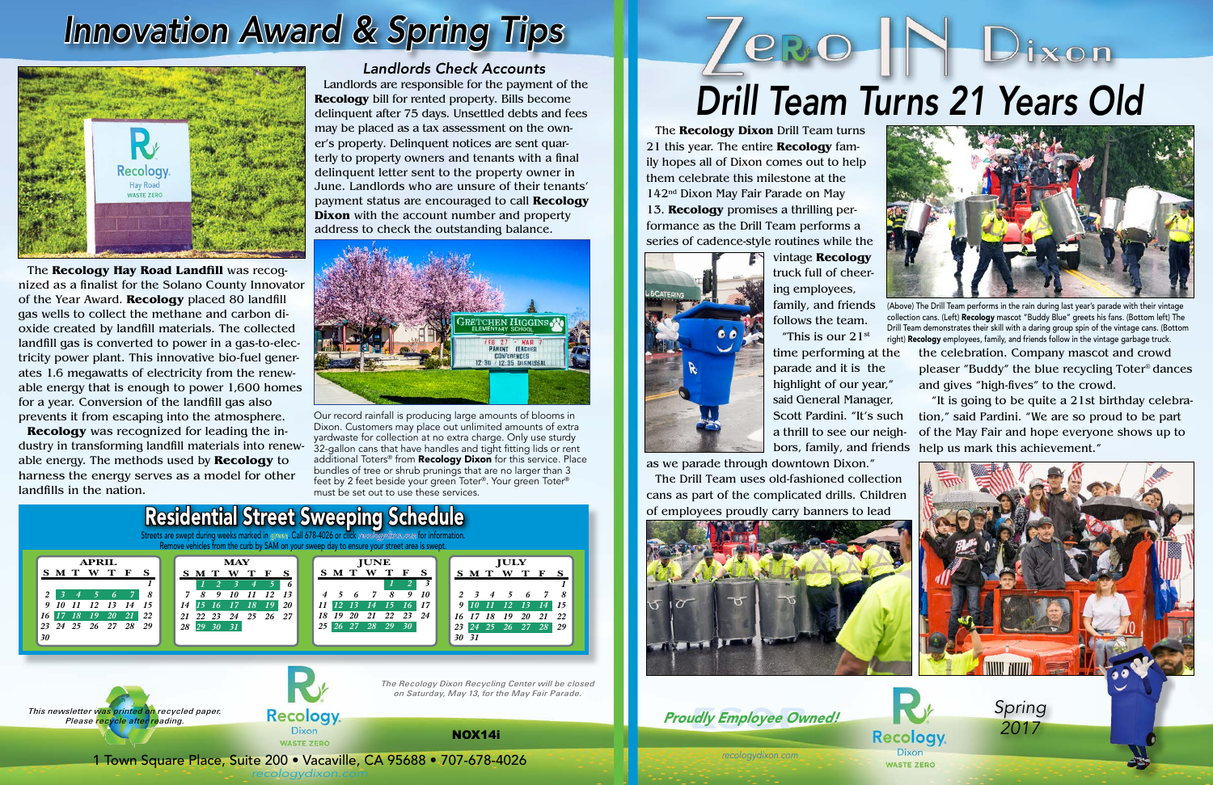# Innovation Award & Spring Tips

The **Recology Hay Road Landfill** was recognized as a finalist for the Solano County Innovator of the Year Award. **Recology** placed 80 landfill gas wells to collect the methane and carbon dioxide created by landfill materials. The collected landfill gas is converted to power in a gas-to-electricity power plant. This innovative bio-fuel generates 1.6 megawatts of electricity from the renewable energy that is enough to power 1,600 homes for a year. Conversion of the landfill gas also prevents it from escaping into the atmosphere.

**Recology** was recognized for leading the industry in transforming landfill materials into renewable energy. The methods used by **Recology** to harness the energy serves as a model for other landfills in the nation.

### *Landlords Check Accounts*

Landlords are responsible for the payment of the **Recology** bill for rented property. Bills become delinquent after 75 days. Unsettled debts and fees may be placed as a tax assessment on the owner's property. Delinquent notices are sent quarterly to property owners and tenants with a final delinquent letter sent to the property owner in June. Landlords who are unsure of their tenants' payment status are encouraged to call **Recology Dixon** with the account number and property address to check the outstanding balance.

Our record rainfall is producing large amounts of blooms in Dixon. Customers may place out unlimited amounts of extra yardwaste for collection at no extra charge. Only use sturdy 32-gallon cans that have handles and tight fitting lids or rent additional Toters® from **Recology Dixon** for this service. Place bundles of tree or shrub prunings that are no larger than 3 feet by 2 feet beside your green Toter®. Your green Toter® must be set out to use these services.

## Residential Street Sweeping Schedule

Streets are swept during weeks marked in green. Call 678-4026 or click recologydixon.com for information.
Remove vehicles from the curb by 5AM on your sweep day to ensure your street area is swept.

**APRIL**

| S | M | T | W | T | F | S |
|---|---|---|---|---|---|---|
| | | | | | | 1 |
| 2 | 3 | 4 | 5 | 6 | 7 | 8 |
| 9 | 10 | 11 | 12 | 13 | 14 | 15 |
| 16 | 17 | 18 | 19 | 20 | 21 | 22 |
| 23 | 24 | 25 | 26 | 27 | 28 | 29 |
| 30 | | | | | | |

**MAY**

| S | M | T | W | T | F | S |
|---|---|---|---|---|---|---|
| | 1 | 2 | 3 | 4 | 5 | 6 |
| 7 | 8 | 9 | 10 | 11 | 12 | 13 |
| 14 | 15 | 16 | 17 | 18 | 19 | 20 |
| 21 | 22 | 23 | 24 | 25 | 26 | 27 |
| 28 | 29 | 30 | 31 | | | |

**JUNE**

| S | M | T | W | T | F | S |
|---|---|---|---|---|---|---|
| | | | | 1 | 2 | 3 |
| 4 | 5 | 6 | 7 | 8 | 9 | 10 |
| 11 | 12 | 13 | 14 | 15 | 16 | 17 |
| 18 | 19 | 20 | 21 | 22 | 23 | 24 |
| 25 | 26 | 27 | 28 | 29 | 30 | |

**JULY**

| S | M | T | W | T | F | S |
|---|---|---|---|---|---|---|
| | | | | | | 1 |
| 2 | 3 | 4 | 5 | 6 | 7 | 8 |
| 9 | 10 | 11 | 12 | 13 | 14 | 15 |
| 16 | 17 | 18 | 19 | 20 | 21 | 22 |
| 23 | 24 | 25 | 26 | 27 | 28 | 29 |
| 30 | 31 | | | | | |

*The Recology Dixon Recycling Center will be closed on Saturday, May 13, for the May Fair Parade.*

*This newsletter was printed on recycled paper. Please recycle after reading.*

NOX14i

1 Town Square Place, Suite 200 • Vacaville, CA 95688 • 707-678-4026
recologydixon.com

# Zero IN Dixon

# *Drill Team Turns 21 Years Old*

The **Recology Dixon** Drill Team turns 21 this year. The entire **Recology** family hopes all of Dixon comes out to help them celebrate this milestone at the 142nd Dixon May Fair Parade on May 13. **Recology** promises a thrilling performance as the Drill Team performs a series of cadence-style routines while the vintage **Recology** truck full of cheering employees, family, and friends follows the team.

"This is our 21st time performing at the parade and is the highlight of our year," said General Manager, Scott Pardini. "It's such a thrill to see our neighbors, family, and friends as we parade through downtown Dixon."

The Drill Team uses old-fashioned collection cans as part of the complicated drills. Children of employees proudly carry banners to lead the celebration. Company mascot and crowd pleaser "Buddy" the blue recycling Toter® dances and gives "high-fives" to the crowd.

"It is going to be quite a 21st birthday celebration," said Pardini. "We are so proud to be part of the May Fair and hope everyone shows up to help us mark this achievement."

(Above) The Drill Team performs in the rain during last year's parade with their vintage collection cans. (Left) **Recology** mascot "Buddy Blue" greets his fans. (Bottom left) The Drill Team demonstrates their skill with a daring group spin of the vintage cans. (Bottom right) **Recology** employees, family, and friends follow in the vintage garbage truck.

*Proudly Employee Owned!*

recologydixon.com

*Spring 2017*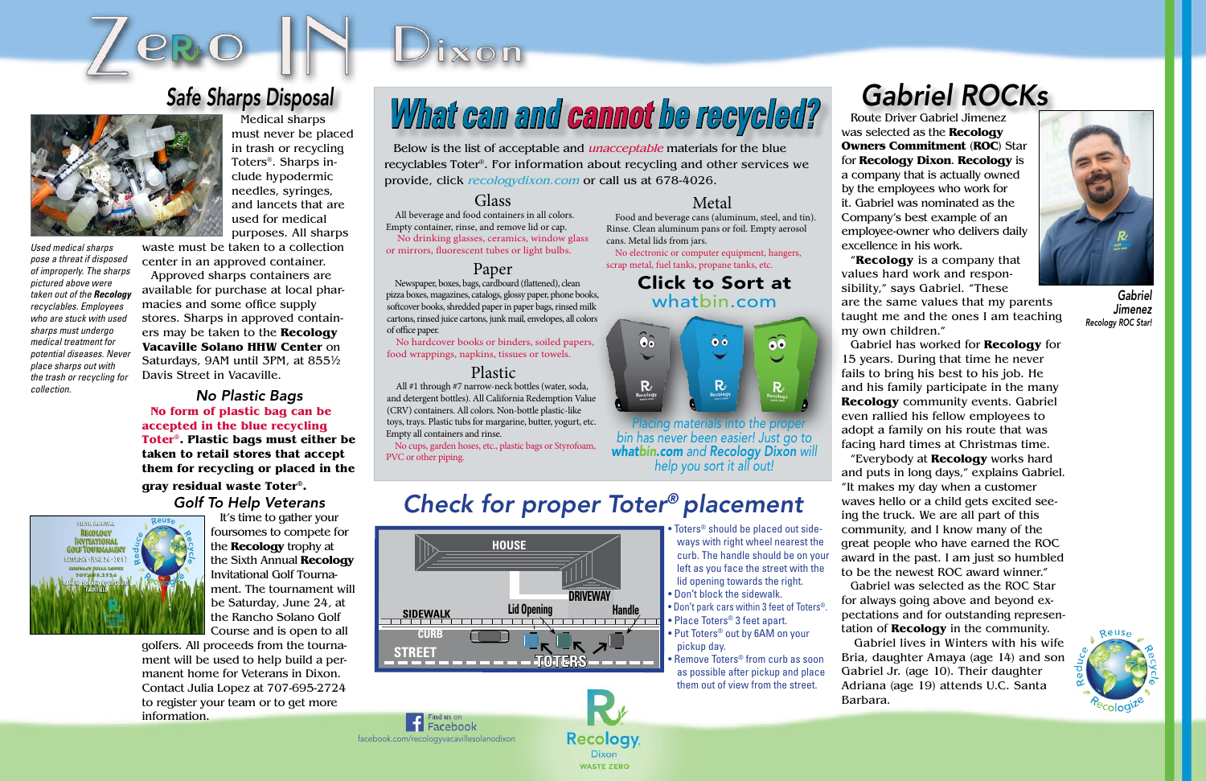# Zero IN Dixon

## Safe Sharps Disposal

Medical sharps must never be placed in trash or recycling Toters®. Sharps include hypodermic needles, syringes, and lancets that are used for medical purposes. All sharps waste must be taken to a collection center in an approved container.

*Used medical sharps pose a threat if disposed of improperly. The sharps pictured above were taken out of the **Recology** recyclables. Employees who are stuck with used sharps must undergo medical treatment for potential diseases. Never place sharps out with the trash or recycling for collection.*

Approved sharps containers are available for purchase at local pharmacies and some office supply stores. Sharps in approved containers may be taken to the **Recology Vacaville Solano HHW Center** on Saturdays, 9AM until 3PM, at 855½ Davis Street in Vacaville.

### No Plastic Bags

**No form of plastic bag can be accepted in the blue recycling Toter®. Plastic bags must either be taken to retail stores that accept them for recycling or placed in the gray residual waste Toter®.**

### Golf To Help Veterans

It's time to gather your foursomes to compete for the **Recology** trophy at the Sixth Annual **Recology** Invitational Golf Tournament. The tournament will be Saturday, June 24, at the Rancho Solano Golf Course and is open to all golfers. All proceeds from the tournament will be used to help build a permanent home for Veterans in Dixon. Contact Julia Lopez at 707-695-2724 to register your team or to get more information.

## What can and cannot be recycled?

Below is the list of acceptable and *unacceptable* materials for the blue recyclables Toter®. For information about recycling and other services we provide, click recologydixon.com or call us at 678-4026.

### Glass

All beverage and food containers in all colors. Empty container, rinse, and remove lid or cap.

*No drinking glasses, ceramics, window glass or mirrors, fluorescent tubes or light bulbs.*

### Paper

Newspaper, boxes, bags, cardboard (flattened), clean pizza boxes, magazines, catalogs, glossy paper, phone books, softcover books, shredded paper in paper bags, rinsed milk cartons, rinsed juice cartons, junk mail, envelopes, all colors of office paper.

*No hardcover books or binders, soiled papers, food wrappings, napkins, tissues or towels.*

### Plastic

All #1 through #7 narrow-neck bottles (water, soda, and detergent bottles). All California Redemption Value (CRV) containers. All colors. Non-bottle plastic-like toys, trays. Plastic tubs for margarine, butter, yogurt, etc. Empty all containers and rinse.

*No cups, garden hoses, etc., plastic bags or Styrofoam, PVC or other piping.*

### Metal

Food and beverage cans (aluminum, steel, and tin). Rinse. Clean aluminum pans or foil. Empty aerosol cans. Metal lids from jars.

*No electronic or computer equipment, hangers, scrap metal, fuel tanks, propane tanks, etc.*

### Click to Sort at whatbin.com

*Placing materials into the proper bin has never been easier! Just go to **whatbin.com** and Recology Dixon will help you sort it all out!*

## Check for proper Toter® placement

HOUSE
DRIVEWAY
SIDEWALK
Lid Opening
Handle
CURB
STREET
TOTERS

- Toters® should be placed out sideways with right wheel nearest the curb. The handle should be on your left as you face the street with the lid opening towards the right.
- Don't block the sidewalk.
- Don't park cars within 3 feet of Toters®.
- Place Toters® 3 feet apart.
- Put Toters® out by 6AM on your pickup day.
- Remove Toters® from curb as soon as possible after pickup and place them out of view from the street.

Find us on Facebook
facebook.com/recologyvacavillesolanodixon

Recology. Dixon WASTE ZERO

## Gabriel ROCKs

Route Driver Gabriel Jimenez was selected as the **Recology Owners Commitment** (**ROC**) Star for **Recology Dixon**. **Recology** is a company that is actually owned by the employees who work for it. Gabriel was nominated as the Company's best example of an employee-owner who delivers daily excellence in his work.

*Gabriel Jimenez Recology ROC Star!*

"**Recology** is a company that values hard work and responsibility," says Gabriel. "These are the same values that my parents taught me and the ones I am teaching my own children."

Gabriel has worked for **Recology** for 15 years. During that time he never fails to bring his best to his job. He and his family participate in the many **Recology** community events. Gabriel even rallied his fellow employees to adopt a family on his route that was facing hard times at Christmas time.

"Everybody at **Recology** works hard and puts in long days," explains Gabriel. "It makes my day when a customer waves hello or a child gets excited seeing the truck. We are all part of this community, and I know many of the great people who have earned the ROC award in the past. I am just so humbled to be the newest ROC award winner."

Gabriel was selected as the ROC Star for always going above and beyond expectations and for outstanding representation of **Recology** in the community.

Gabriel lives in Winters with his wife Bria, daughter Amaya (age 14) and son Gabriel Jr. (age 10). Their daughter Adriana (age 19) attends U.C. Santa Barbara.